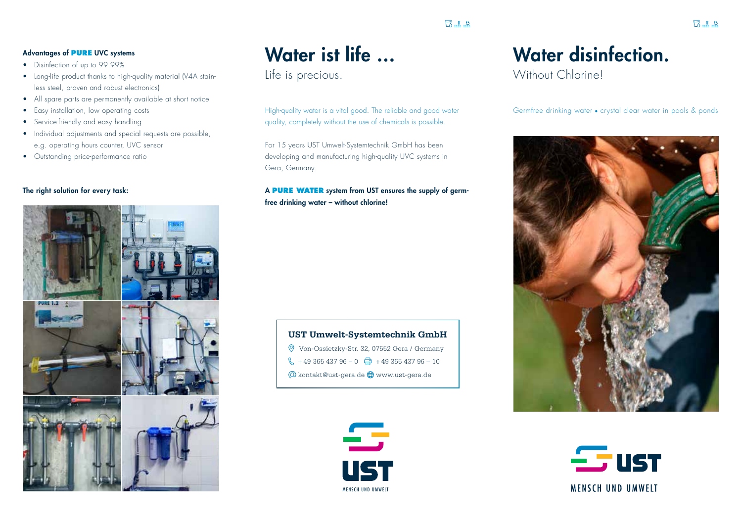**Advantages of PURE UVC systems**

- Disinfection of up to 99.99%
- Long-life product thanks to high-quality material (V4A stainless steel, proven and robust electronics)
- All spare parts are permanently available at short notice
- Easy installation, low operating costs
- Service-friendly and easy handling
- Individual adjustments and special requests are possible, e.g. operating hours counter, UVC sensor
- Outstanding price-performance ratio

**The right solution for every task:**

# Water ist life ...

Life is precious.

High-quality water is a vital good. The reliable and good water quality, completely without the use of chemicals is possible.

For 15 years UST Umwelt-Systemtechnik GmbH has been developing and manufacturing high-quality UVC systems in Gera, Germany.

**A PURE WATER system from UST ensures the supply of germ-free drinking water – without chlorine!**

**UST Umwelt-Systemtechnik GmbH**

Von-Ossietzky-Str. 32, 07552 Gera / Germany

+49 365 437 96 – 0 +49 365 437 96 – 10

kontakt@ust-gera.de www.ust-gera.de

UST

MENSCH UND UMWELT

# Water disinfection.

Without Chlorine!

Germfree drinking water • crystal clear water in pools & ponds

UST

MENSCH UND UMWELT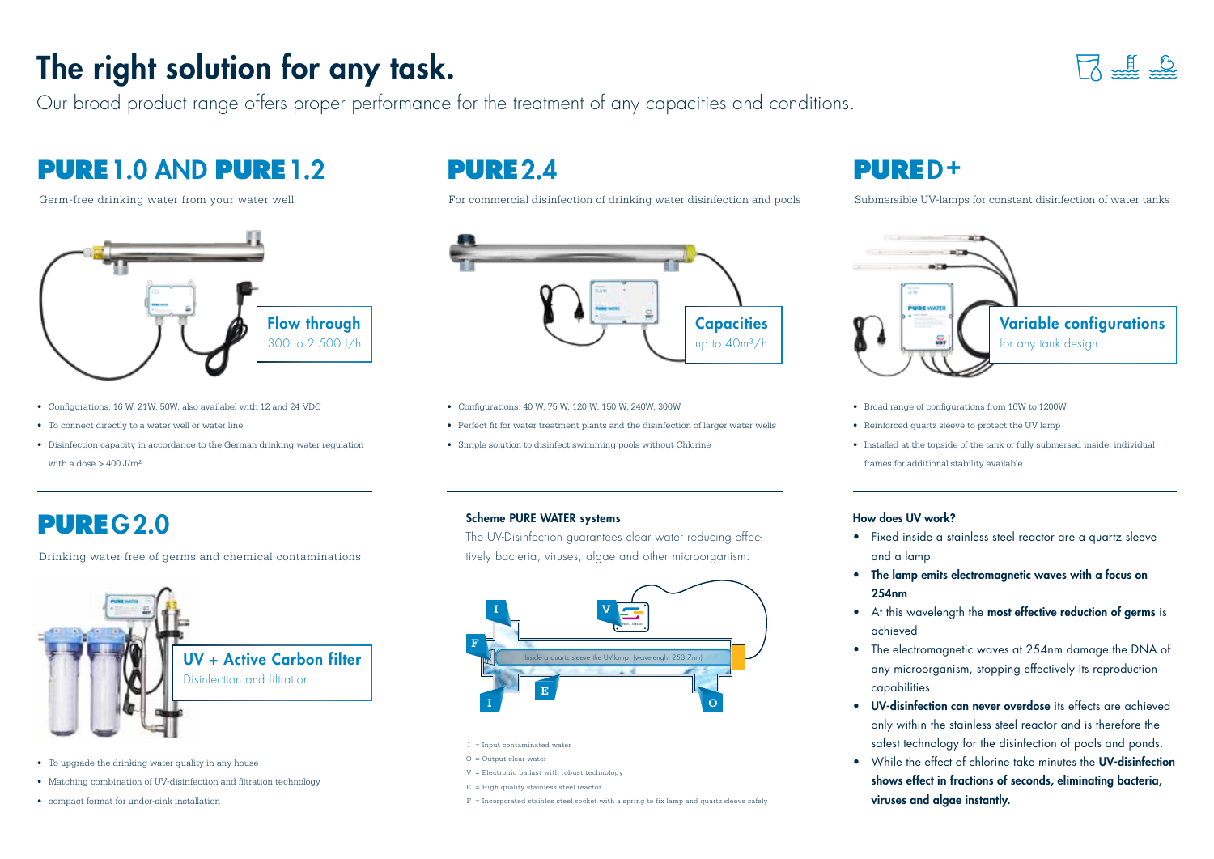# The right solution for any task.

Our broad product range offers proper performance for the treatment of any capacities and conditions.

## PURE 1.0 AND PURE 1.2

Germ-free drinking water from your water well

**Flow through**
300 to 2.500 l/h

- Configurations: 16 W, 21W, 50W, also availabel with 12 and 24 VDC
- To connect directly to a water well or water line
- Disinfection capacity in accordance to the German drinking water regulation with a dose > 400 J/m²

## PURE 2.4

For commercial disinfection of drinking water disinfection and pools

**Capacities**
up to 40m³/h

- Configurations: 40 W, 75 W, 120 W, 150 W, 240W, 300W
- Perfect fit for water treatment plants and the disinfection of larger water wells
- Simple solution to disinfect swimming pools without Chlorine

## PURE D+

Submersible UV-lamps for constant disinfection of water tanks

**Variable configurations**
for any tank design

- Broad range of configurations from 16W to 1200W
- Reinforced quartz sleeve to protect the UV lamp
- Installed at the topside of the tank or fully submersed inside, individual frames for additional stability available

## PURE G 2.0

Drinking water free of germs and chemical contaminations

**UV + Active Carbon filter**
Disinfection and filtration

- To upgrade the drinking water quality in any house
- Matching combination of UV-disinfection and filtration technology
- compact format for under-sink installation

### Scheme PURE WATER systems

The UV-Disinfection guarantees clear water reducing effectively bacteria, viruses, algae and other microorganism.

I
V
F
Inside a quartz sleeve the UV-lamp (wavelenght 253,7nm)
E
I
O

I = Input contaminated water
O = Output clear water
V = Electronic ballast with robust technology
E = High quality stainless steel reactor
F = Incorporated stainles steel socket with a spring to fix lamp and quartz sleeve safely

### How does UV work?

- Fixed inside a stainless steel reactor are a quartz sleeve and a lamp
- **The lamp emits electromagnetic waves with a focus on 254nm**
- At this wavelength the **most effective reduction of germs** is achieved
- The electromagnetic waves at 254nm damage the DNA of any microorganism, stopping effectively its reproduction capabilities
- **UV-disinfection can never overdose** its effects are achieved only within the stainless steel reactor and is therefore the safest technology for the disinfection of pools and ponds.
- While the effect of chlorine take minutes the **UV-disinfection shows effect in fractions of seconds, eliminating bacteria, viruses and algae instantly.**